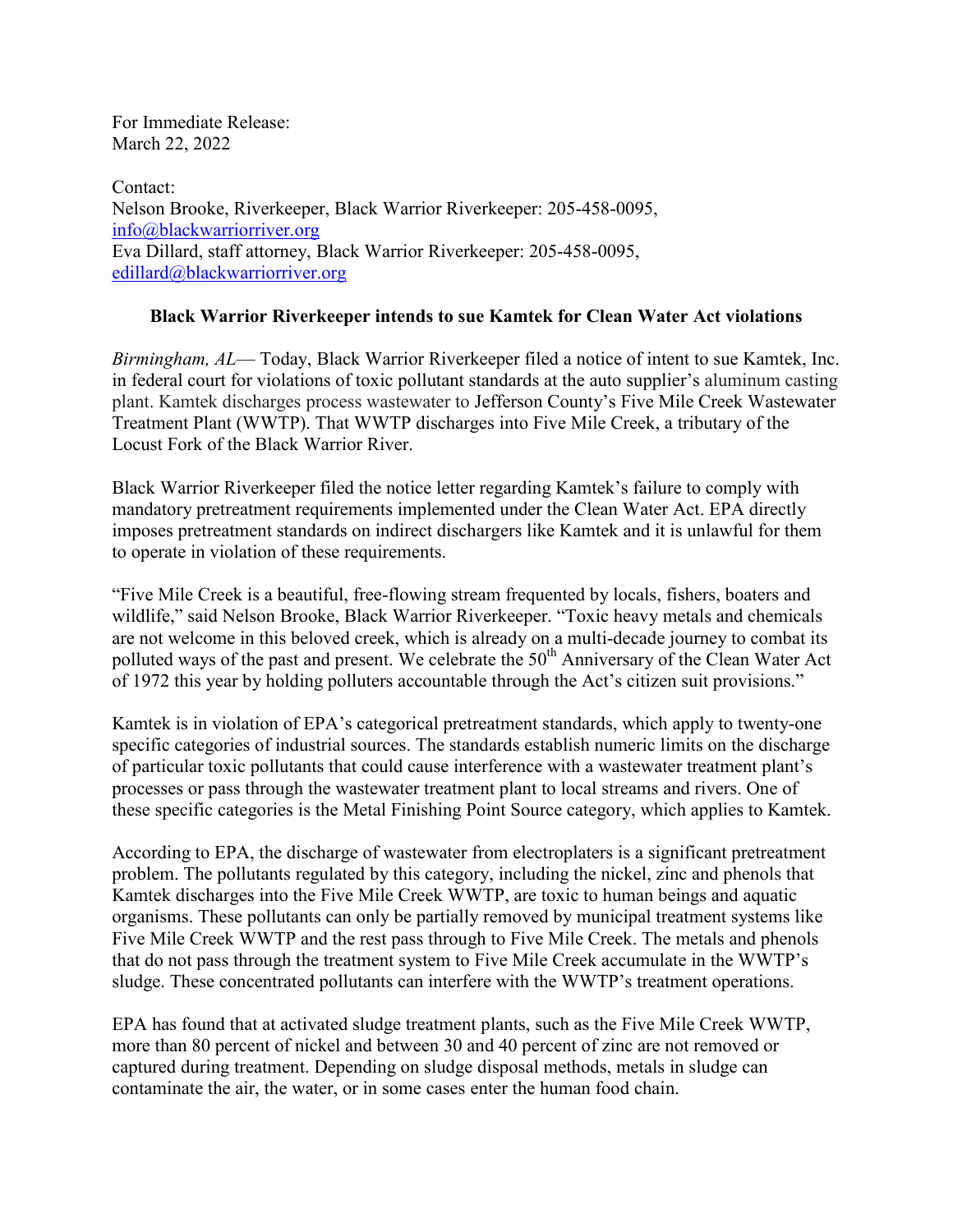For Immediate Release:
March 22, 2022

Contact:
Nelson Brooke, Riverkeeper, Black Warrior Riverkeeper: 205-458-0095, info@blackwarriorriver.org
Eva Dillard, staff attorney, Black Warrior Riverkeeper: 205-458-0095, edillard@blackwarriorriver.org

**Black Warrior Riverkeeper intends to sue Kamtek for Clean Water Act violations**

*Birmingham, AL*— Today, Black Warrior Riverkeeper filed a notice of intent to sue Kamtek, Inc. in federal court for violations of toxic pollutant standards at the auto supplier's aluminum casting plant. Kamtek discharges process wastewater to Jefferson County's Five Mile Creek Wastewater Treatment Plant (WWTP). That WWTP discharges into Five Mile Creek, a tributary of the Locust Fork of the Black Warrior River.

Black Warrior Riverkeeper filed the notice letter regarding Kamtek's failure to comply with mandatory pretreatment requirements implemented under the Clean Water Act. EPA directly imposes pretreatment standards on indirect dischargers like Kamtek and it is unlawful for them to operate in violation of these requirements.

"Five Mile Creek is a beautiful, free-flowing stream frequented by locals, fishers, boaters and wildlife," said Nelson Brooke, Black Warrior Riverkeeper. "Toxic heavy metals and chemicals are not welcome in this beloved creek, which is already on a multi-decade journey to combat its polluted ways of the past and present. We celebrate the 50th Anniversary of the Clean Water Act of 1972 this year by holding polluters accountable through the Act's citizen suit provisions."

Kamtek is in violation of EPA's categorical pretreatment standards, which apply to twenty-one specific categories of industrial sources. The standards establish numeric limits on the discharge of particular toxic pollutants that could cause interference with a wastewater treatment plant's processes or pass through the wastewater treatment plant to local streams and rivers. One of these specific categories is the Metal Finishing Point Source category, which applies to Kamtek.

According to EPA, the discharge of wastewater from electroplaters is a significant pretreatment problem. The pollutants regulated by this category, including the nickel, zinc and phenols that Kamtek discharges into the Five Mile Creek WWTP, are toxic to human beings and aquatic organisms. These pollutants can only be partially removed by municipal treatment systems like Five Mile Creek WWTP and the rest pass through to Five Mile Creek. The metals and phenols that do not pass through the treatment system to Five Mile Creek accumulate in the WWTP's sludge. These concentrated pollutants can interfere with the WWTP's treatment operations.

EPA has found that at activated sludge treatment plants, such as the Five Mile Creek WWTP, more than 80 percent of nickel and between 30 and 40 percent of zinc are not removed or captured during treatment. Depending on sludge disposal methods, metals in sludge can contaminate the air, the water, or in some cases enter the human food chain.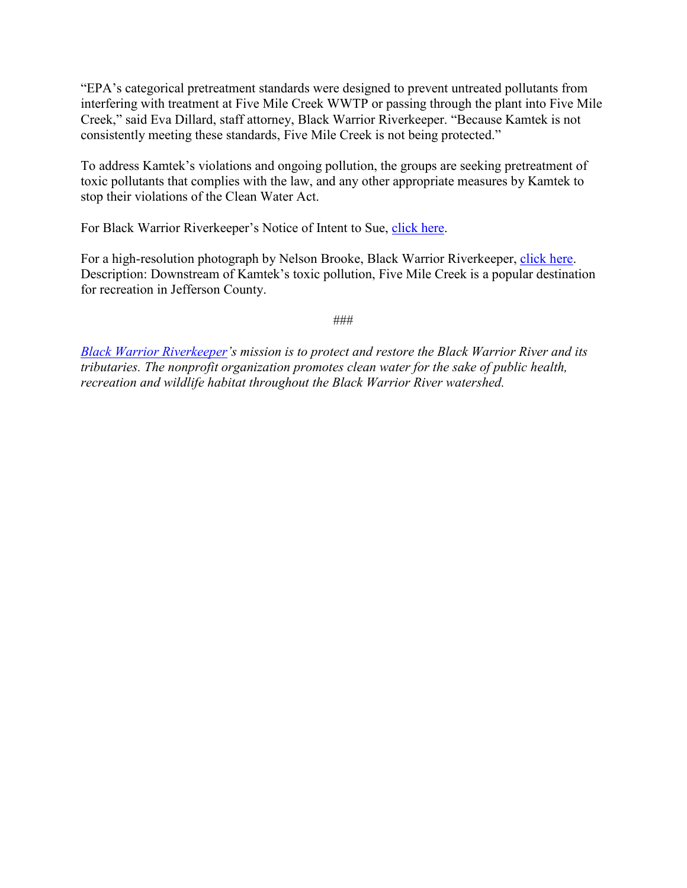"EPA's categorical pretreatment standards were designed to prevent untreated pollutants from interfering with treatment at Five Mile Creek WWTP or passing through the plant into Five Mile Creek," said Eva Dillard, staff attorney, Black Warrior Riverkeeper. "Because Kamtek is not consistently meeting these standards, Five Mile Creek is not being protected."

To address Kamtek's violations and ongoing pollution, the groups are seeking pretreatment of toxic pollutants that complies with the law, and any other appropriate measures by Kamtek to stop their violations of the Clean Water Act.

For Black Warrior Riverkeeper's Notice of Intent to Sue, click here.

For a high-resolution photograph by Nelson Brooke, Black Warrior Riverkeeper, click here. Description: Downstream of Kamtek's toxic pollution, Five Mile Creek is a popular destination for recreation in Jefferson County.

###

*Black Warrior Riverkeeper's mission is to protect and restore the Black Warrior River and its tributaries. The nonprofit organization promotes clean water for the sake of public health, recreation and wildlife habitat throughout the Black Warrior River watershed.*